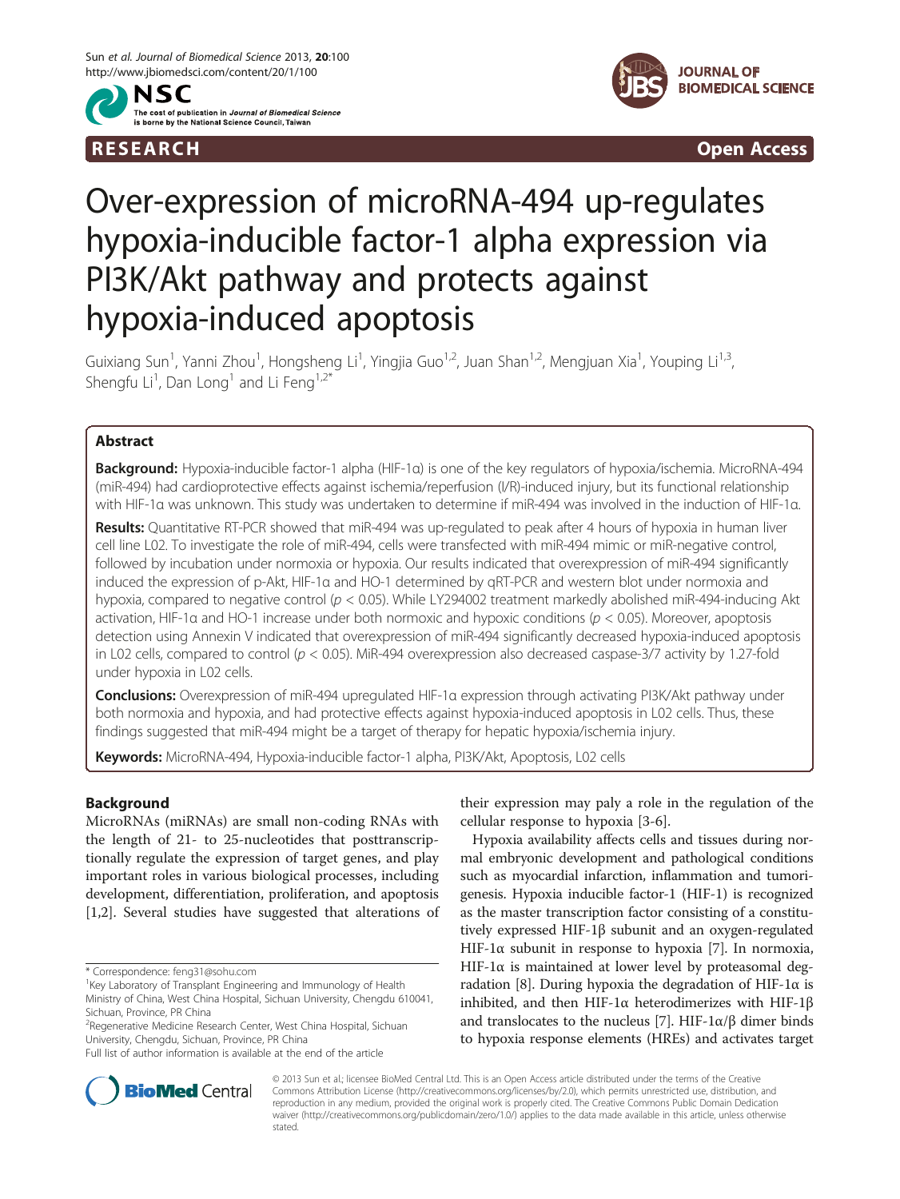RESEARCH Open Access

# Over-expression of microRNA-494 up-regulates hypoxia-inducible factor-1 alpha expression via PI3K/Akt pathway and protects against hypoxia-induced apoptosis

Guixiang Sun[1], Yanni Zhou[1], Hongsheng Li[1], Yingjia Guo[1,2], Juan Shan[1,2], Mengjuan Xia[1], Youping Li[1,3], Shengfu Li[1], Dan Long[1] and Li Feng[1,2*]

## Abstract

**Background:** Hypoxia-inducible factor-1 alpha (HIF-1α) is one of the key regulators of hypoxia/ischemia. MicroRNA-494 (miR-494) had cardioprotective effects against ischemia/reperfusion (I/R)-induced injury, but its functional relationship with HIF-1α was unknown. This study was undertaken to determine if miR-494 was involved in the induction of HIF-1α.

**Results:** Quantitative RT-PCR showed that miR-494 was up-regulated to peak after 4 hours of hypoxia in human liver cell line L02. To investigate the role of miR-494, cells were transfected with miR-494 mimic or miR-negative control, followed by incubation under normoxia or hypoxia. Our results indicated that overexpression of miR-494 significantly induced the expression of p-Akt, HIF-1α and HO-1 determined by qRT-PCR and western blot under normoxia and hypoxia, compared to negative control ($p < 0.05$). While LY294002 treatment markedly abolished miR-494-inducing Akt activation, HIF-1α and HO-1 increase under both normoxic and hypoxic conditions ($p < 0.05$). Moreover, apoptosis detection using Annexin V indicated that overexpression of miR-494 significantly decreased hypoxia-induced apoptosis in L02 cells, compared to control ($p < 0.05$). MiR-494 overexpression also decreased caspase-3/7 activity by 1.27-fold under hypoxia in L02 cells.

**Conclusions:** Overexpression of miR-494 upregulated HIF-1α expression through activating PI3K/Akt pathway under both normoxia and hypoxia, and had protective effects against hypoxia-induced apoptosis in L02 cells. Thus, these findings suggested that miR-494 might be a target of therapy for hepatic hypoxia/ischemia injury.

**Keywords:** MicroRNA-494, Hypoxia-inducible factor-1 alpha, PI3K/Akt, Apoptosis, L02 cells

## Background

MicroRNAs (miRNAs) are small non-coding RNAs with the length of 21- to 25-nucleotides that posttranscriptionally regulate the expression of target genes, and play important roles in various biological processes, including development, differentiation, proliferation, and apoptosis [1,2]. Several studies have suggested that alterations of their expression may paly a role in the regulation of the cellular response to hypoxia [3-6].

Hypoxia availability affects cells and tissues during normal embryonic development and pathological conditions such as myocardial infarction, inflammation and tumorigenesis. Hypoxia inducible factor-1 (HIF-1) is recognized as the master transcription factor consisting of a constitutively expressed HIF-1β subunit and an oxygen-regulated HIF-1α subunit in response to hypoxia [7]. In normoxia, HIF-1α is maintained at lower level by proteasomal degradation [8]. During hypoxia the degradation of HIF-1α is inhibited, and then HIF-1α heterodimerizes with HIF-1β and translocates to the nucleus [7]. HIF-1α/β dimer binds to hypoxia response elements (HREs) and activates target

\* Correspondence: feng31@sohu.com
[1]Key Laboratory of Transplant Engineering and Immunology of Health Ministry of China, West China Hospital, Sichuan University, Chengdu 610041, Sichuan, Province, PR China
[2]Regenerative Medicine Research Center, West China Hospital, Sichuan University, Chengdu, Sichuan, Province, PR China
Full list of author information is available at the end of the article

© 2013 Sun et al.; licensee BioMed Central Ltd. This is an Open Access article distributed under the terms of the Creative Commons Attribution License (http://creativecommons.org/licenses/by/2.0), which permits unrestricted use, distribution, and reproduction in any medium, provided the original work is properly cited. The Creative Commons Public Domain Dedication waiver (http://creativecommons.org/publicdomain/zero/1.0/) applies to the data made available in this article, unless otherwise stated.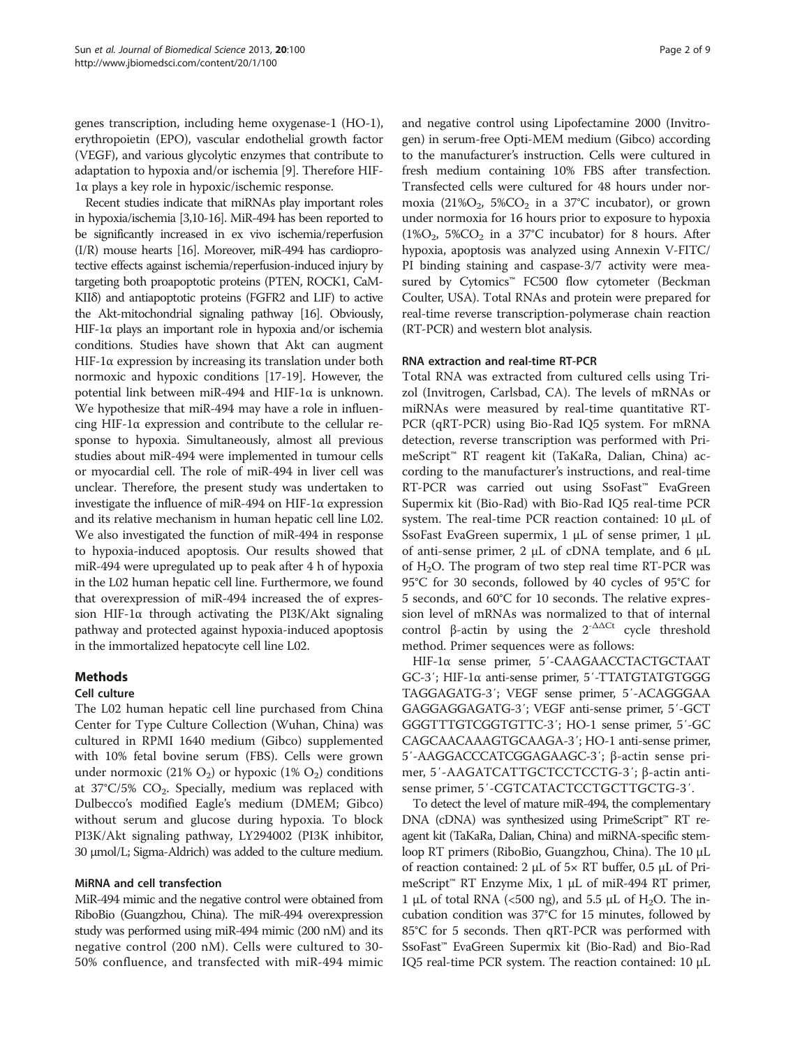genes transcription, including heme oxygenase-1 (HO-1), erythropoietin (EPO), vascular endothelial growth factor (VEGF), and various glycolytic enzymes that contribute to adaptation to hypoxia and/or ischemia [9]. Therefore HIF-1α plays a key role in hypoxic/ischemic response.

Recent studies indicate that miRNAs play important roles in hypoxia/ischemia [3,10-16]. MiR-494 has been reported to be significantly increased in ex vivo ischemia/reperfusion (I/R) mouse hearts [16]. Moreover, miR-494 has cardioprotective effects against ischemia/reperfusion-induced injury by targeting both proapoptotic proteins (PTEN, ROCK1, CaMKIIδ) and antiapoptotic proteins (FGFR2 and LIF) to active the Akt-mitochondrial signaling pathway [16]. Obviously, HIF-1α plays an important role in hypoxia and/or ischemia conditions. Studies have shown that Akt can augment HIF-1α expression by increasing its translation under both normoxic and hypoxic conditions [17-19]. However, the potential link between miR-494 and HIF-1α is unknown. We hypothesize that miR-494 may have a role in influencing HIF-1α expression and contribute to the cellular response to hypoxia. Simultaneously, almost all previous studies about miR-494 were implemented in tumour cells or myocardial cell. The role of miR-494 in liver cell was unclear. Therefore, the present study was undertaken to investigate the influence of miR-494 on HIF-1α expression and its relative mechanism in human hepatic cell line L02. We also investigated the function of miR-494 in response to hypoxia-induced apoptosis. Our results showed that miR-494 were upregulated up to peak after 4 h of hypoxia in the L02 human hepatic cell line. Furthermore, we found that overexpression of miR-494 increased the of expression HIF-1α through activating the PI3K/Akt signaling pathway and protected against hypoxia-induced apoptosis in the immortalized hepatocyte cell line L02.

## Methods

### Cell culture

The L02 human hepatic cell line purchased from China Center for Type Culture Collection (Wuhan, China) was cultured in RPMI 1640 medium (Gibco) supplemented with 10% fetal bovine serum (FBS). Cells were grown under normoxic (21% $O_2$) or hypoxic (1% $O_2$) conditions at 37°C/5% $CO_2$. Specially, medium was replaced with Dulbecco's modified Eagle's medium (DMEM; Gibco) without serum and glucose during hypoxia. To block PI3K/Akt signaling pathway, LY294002 (PI3K inhibitor, 30 μmol/L; Sigma-Aldrich) was added to the culture medium.

### MiRNA and cell transfection

MiR-494 mimic and the negative control were obtained from RiboBio (Guangzhou, China). The miR-494 overexpression study was performed using miR-494 mimic (200 nM) and its negative control (200 nM). Cells were cultured to 30-50% confluence, and transfected with miR-494 mimic and negative control using Lipofectamine 2000 (Invitrogen) in serum-free Opti-MEM medium (Gibco) according to the manufacturer's instruction. Cells were cultured in fresh medium containing 10% FBS after transfection. Transfected cells were cultured for 48 hours under normoxia (21%$O_2$, 5%$CO_2$ in a 37°C incubator), or grown under normoxia for 16 hours prior to exposure to hypoxia (1%$O_2$, 5%$CO_2$ in a 37°C incubator) for 8 hours. After hypoxia, apoptosis was analyzed using Annexin V-FITC/PI binding staining and caspase-3/7 activity were measured by Cytomics™ FC500 flow cytometer (Beckman Coulter, USA). Total RNAs and protein were prepared for real-time reverse transcription-polymerase chain reaction (RT-PCR) and western blot analysis.

### RNA extraction and real-time RT-PCR

Total RNA was extracted from cultured cells using Trizol (Invitrogen, Carlsbad, CA). The levels of mRNAs or miRNAs were measured by real-time quantitative RT-PCR (qRT-PCR) using Bio-Rad IQ5 system. For mRNA detection, reverse transcription was performed with PrimeScript™ RT reagent kit (TaKaRa, Dalian, China) according to the manufacturer's instructions, and real-time RT-PCR was carried out using SsoFast™ EvaGreen Supermix kit (Bio-Rad) with Bio-Rad IQ5 real-time PCR system. The real-time PCR reaction contained: 10 μL of SsoFast EvaGreen supermix, 1 μL of sense primer, 1 μL of anti-sense primer, 2 μL of cDNA template, and 6 μL of $H_2O$. The program of two step real time RT-PCR was 95°C for 30 seconds, followed by 40 cycles of 95°C for 5 seconds, and 60°C for 10 seconds. The relative expression level of mRNAs was normalized to that of internal control β-actin by using the $2^{-\Delta\Delta Ct}$ cycle threshold method. Primer sequences were as follows:

HIF-1α sense primer, 5′-CAAGAACCTACTGCTAATGC-3′; HIF-1α anti-sense primer, 5′-TTATGTATGTGGGTAGGAGATG-3′; VEGF sense primer, 5′-ACAGGGAAGAGGAGGAGATG-3′; VEGF anti-sense primer, 5′-GCTGGGTTTGTCGGTGTTC-3′; HO-1 sense primer, 5′-GCCAGCAACAAAGTGCAAGA-3′; HO-1 anti-sense primer, 5′-AAGGACCCATCGGAGAAGC-3′; β-actin sense primer, 5′-AAGATCATTGCTCCTCCTG-3′; β-actin anti-sense primer, 5′-CGTCATACTCCTGCTTGCTG-3′.

To detect the level of mature miR-494, the complementary DNA (cDNA) was synthesized using PrimeScript™ RT reagent kit (TaKaRa, Dalian, China) and miRNA-specific stem-loop RT primers (RiboBio, Guangzhou, China). The 10 μL of reaction contained: 2 μL of 5× RT buffer, 0.5 μL of PrimeScript™ RT Enzyme Mix, 1 μL of miR-494 RT primer, 1 μL of total RNA (<500 ng), and 5.5 μL of $H_2O$. The incubation condition was 37°C for 15 minutes, followed by 85°C for 5 seconds. Then qRT-PCR was performed with SsoFast™ EvaGreen Supermix kit (Bio-Rad) and Bio-Rad IQ5 real-time PCR system. The reaction contained: 10 μL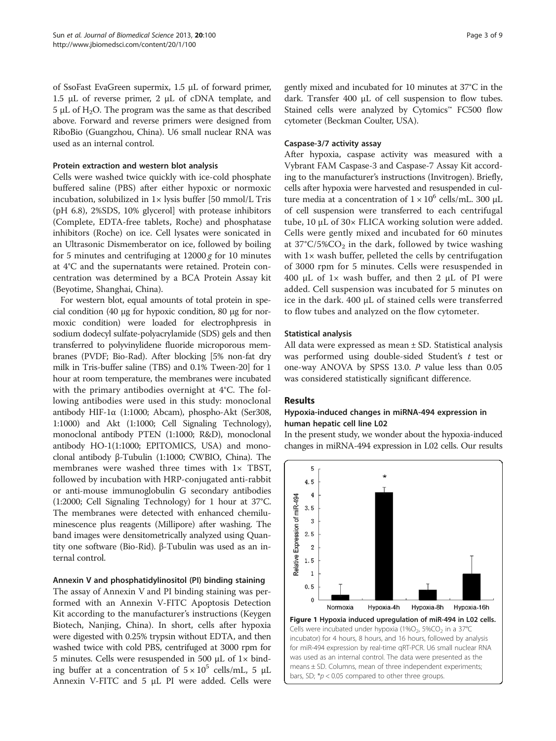of SsoFast EvaGreen supermix, 1.5 μL of forward primer, 1.5 μL of reverse primer, 2 μL of cDNA template, and 5 μL of $H_2O$. The program was the same as that described above. Forward and reverse primers were designed from RiboBio (Guangzhou, China). U6 small nuclear RNA was used as an internal control.

### Protein extraction and western blot analysis

Cells were washed twice quickly with ice-cold phosphate buffered saline (PBS) after either hypoxic or normoxic incubation, solubilized in 1× lysis buffer [50 mmol/L Tris (pH 6.8), 2%SDS, 10% glycerol] with protease inhibitors (Complete, EDTA-free tablets, Roche) and phosphatase inhibitors (Roche) on ice. Cell lysates were sonicated in an Ultrasonic Dismemberator on ice, followed by boiling for 5 minutes and centrifuging at 12000 *g* for 10 minutes at 4°C and the supernatants were retained. Protein concentration was determined by a BCA Protein Assay kit (Beyotime, Shanghai, China).

For western blot, equal amounts of total protein in special condition (40 μg for hypoxic condition, 80 μg for normoxic condition) were loaded for electrophpresis in sodium dodecyl sulfate-polyacrylamide (SDS) gels and then transferred to polyvinylidene fluoride microporous membranes (PVDF; Bio-Rad). After blocking [5% non-fat dry milk in Tris-buffer saline (TBS) and 0.1% Tween-20] for 1 hour at room temperature, the membranes were incubated with the primary antibodies overnight at 4°C. The following antibodies were used in this study: monoclonal antibody HIF-1α (1:1000; Abcam), phospho-Akt (Ser308, 1:1000) and Akt (1:1000; Cell Signaling Technology), monoclonal antibody PTEN (1:1000; R&D), monoclonal antibody HO-1(1:1000; EPITOMICS, USA) and monoclonal antibody β-Tubulin (1:1000; CWBIO, China). The membranes were washed three times with 1× TBST, followed by incubation with HRP-conjugated anti-rabbit or anti-mouse immunoglobulin G secondary antibodies (1:2000; Cell Signaling Technology) for 1 hour at 37°C. The membranes were detected with enhanced chemiluminescence plus reagents (Millipore) after washing. The band images were densitometrically analyzed using Quantity one software (Bio-Rid). β-Tubulin was used as an internal control.

### Annexin V and phosphatidylinositol (PI) binding staining

The assay of Annexin V and PI binding staining was performed with an Annexin V-FITC Apoptosis Detection Kit according to the manufacturer's instructions (Keygen Biotech, Nanjing, China). In short, cells after hypoxia were digested with 0.25% trypsin without EDTA, and then washed twice with cold PBS, centrifuged at 3000 rpm for 5 minutes. Cells were resuspended in 500 μL of 1× binding buffer at a concentration of $5 \times 10^5$ cells/mL, 5 μL Annexin V-FITC and 5 μL PI were added. Cells were gently mixed and incubated for 10 minutes at 37°C in the dark. Transfer 400 μL of cell suspension to flow tubes. Stained cells were analyzed by Cytomics™ FC500 flow cytometer (Beckman Coulter, USA).

### Caspase-3/7 activity assay

After hypoxia, caspase activity was measured with a Vybrant FAM Caspase-3 and Caspase-7 Assay Kit according to the manufacturer's instructions (Invitrogen). Briefly, cells after hypoxia were harvested and resuspended in culture media at a concentration of $1 \times 10^6$ cells/mL. 300 μL of cell suspension were transferred to each centrifugal tube, 10 μL of 30× FLICA working solution were added. Cells were gently mixed and incubated for 60 minutes at 37°C/5%$CO_2$ in the dark, followed by twice washing with 1× wash buffer, pelleted the cells by centrifugation of 3000 rpm for 5 minutes. Cells were resuspended in 400 μL of 1× wash buffer, and then 2 μL of PI were added. Cell suspension was incubated for 5 minutes on ice in the dark. 400 μL of stained cells were transferred to flow tubes and analyzed on the flow cytometer.

### Statistical analysis

All data were expressed as mean ± SD. Statistical analysis was performed using double-sided Student's *t* test or one-way ANOVA by SPSS 13.0. *P* value less than 0.05 was considered statistically significant difference.

## Results

### Hypoxia-induced changes in miRNA-494 expression in human hepatic cell line L02

In the present study, we wonder about the hypoxia-induced changes in miRNA-494 expression in L02 cells. Our results

**Figure 1 Hypoxia induced upregulation of miR-494 in L02 cells.** Cells were incubated under hypoxia (1%$O_2$, 5%$CO_2$ in a 37°C incubator) for 4 hours, 8 hours, and 16 hours, followed by analysis for miR-494 expression by real-time qRT-PCR. U6 small nuclear RNA was used as an internal control. The data were presented as the means ± SD. Columns, mean of three independent experiments; bars, SD; \*$p < 0.05$ compared to other three groups.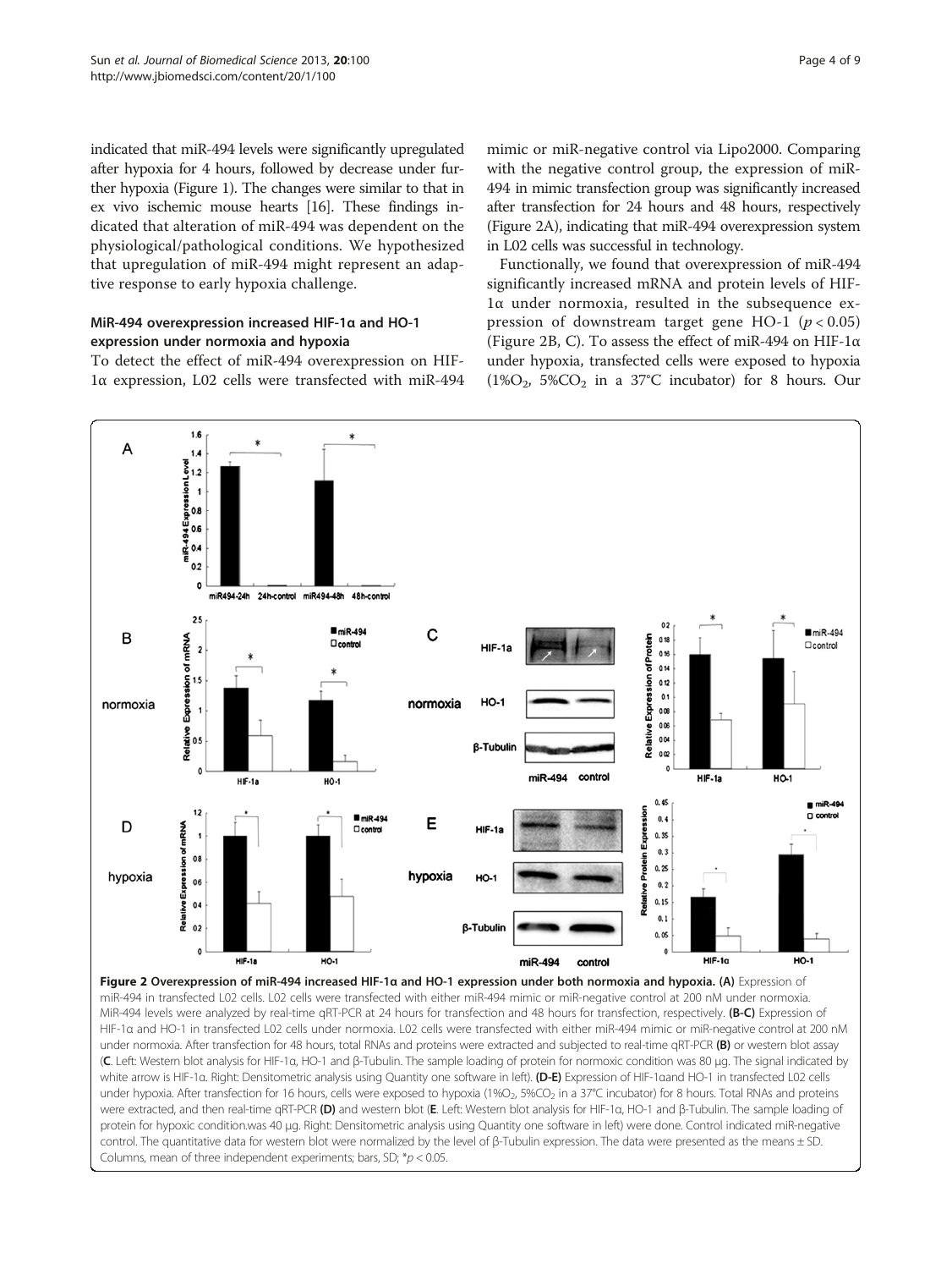indicated that miR-494 levels were significantly upregulated after hypoxia for 4 hours, followed by decrease under further hypoxia (Figure 1). The changes were similar to that in ex vivo ischemic mouse hearts [16]. These findings indicated that alteration of miR-494 was dependent on the physiological/pathological conditions. We hypothesized that upregulation of miR-494 might represent an adaptive response to early hypoxia challenge.

## MiR-494 overexpression increased HIF-1α and HO-1 expression under normoxia and hypoxia

To detect the effect of miR-494 overexpression on HIF-1α expression, L02 cells were transfected with miR-494 mimic or miR-negative control via Lipo2000. Comparing with the negative control group, the expression of miR-494 in mimic transfection group was significantly increased after transfection for 24 hours and 48 hours, respectively (Figure 2A), indicating that miR-494 overexpression system in L02 cells was successful in technology.

Functionally, we found that overexpression of miR-494 significantly increased mRNA and protein levels of HIF-1α under normoxia, resulted in the subsequence expression of downstream target gene HO-1 ($p < 0.05$) (Figure 2B, C). To assess the effect of miR-494 on HIF-1α under hypoxia, transfected cells were exposed to hypoxia (1%$O_2$, 5%$CO_2$ in a 37°C incubator) for 8 hours. Our

**Figure 2 Overexpression of miR-494 increased HIF-1α and HO-1 expression under both normoxia and hypoxia.** **(A)** Expression of miR-494 in transfected L02 cells. L02 cells were transfected with either miR-494 mimic or miR-negative control at 200 nM under normoxia. MiR-494 levels were analyzed by real-time qRT-PCR at 24 hours for transfection and 48 hours for transfection, respectively. **(B-C)** Expression of HIF-1α and HO-1 in transfected L02 cells under normoxia. L02 cells were transfected with either miR-494 mimic or miR-negative control at 200 nM under normoxia. After transfection for 48 hours, total RNAs and proteins were extracted and subjected to real-time qRT-PCR **(B)** or western blot assay (**C**. Left: Western blot analysis for HIF-1α, HO-1 and β-Tubulin. The sample loading of protein for normoxic condition was 80 μg. The signal indicated by white arrow is HIF-1α. Right: Densitometric analysis using Quantity one software in left). **(D-E)** Expression of HIF-1αand HO-1 in transfected L02 cells under hypoxia. After transfection for 16 hours, cells were exposed to hypoxia (1%$O_2$, 5%$CO_2$ in a 37°C incubator) for 8 hours. Total RNAs and proteins were extracted, and then real-time qRT-PCR **(D)** and western blot (**E**. Left: Western blot analysis for HIF-1α, HO-1 and β-Tubulin. The sample loading of protein for hypoxic condition.was 40 μg. Right: Densitometric analysis using Quantity one software in left) were done. Control indicated miR-negative control. The quantitative data for western blot were normalized by the level of β-Tubulin expression. The data were presented as the means ± SD. Columns, mean of three independent experiments; bars, SD; *$p < 0.05$.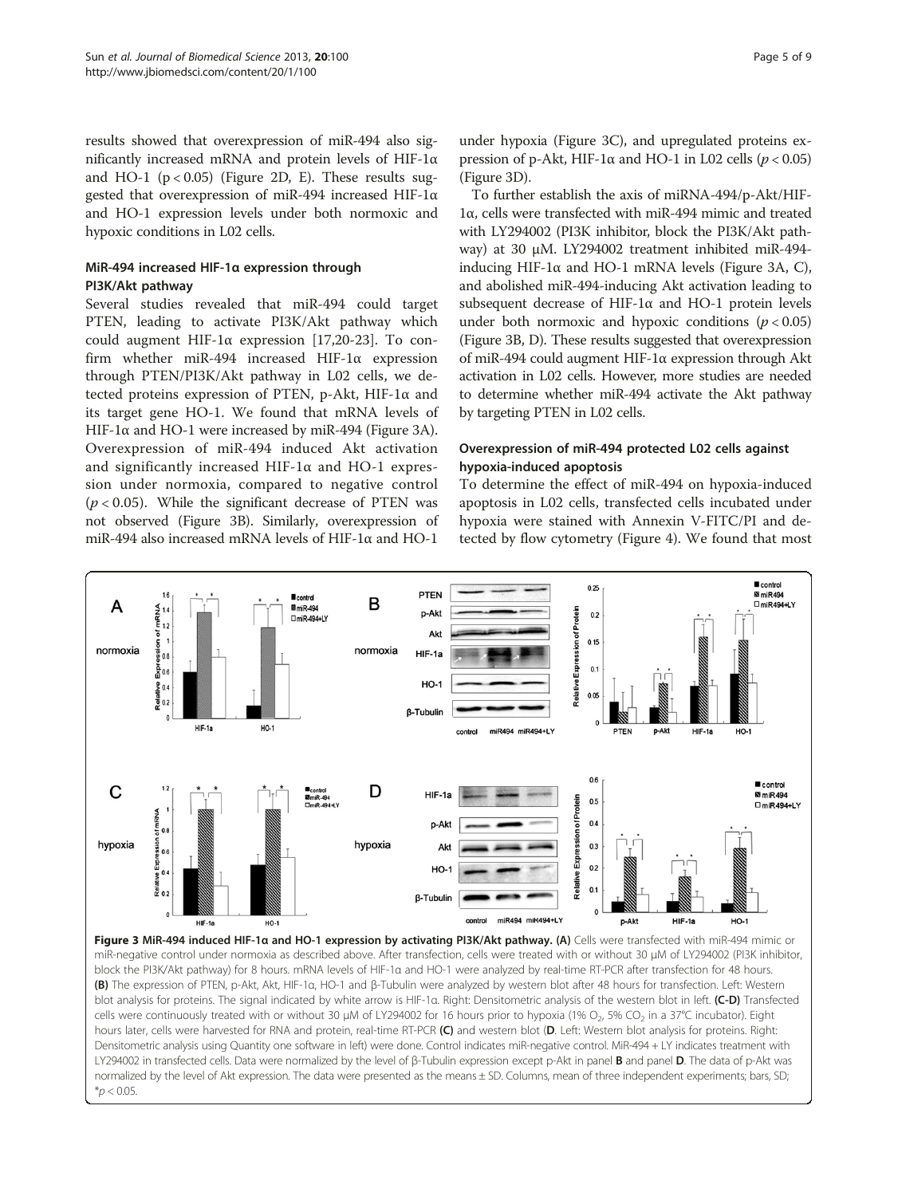results showed that overexpression of miR-494 also significantly increased mRNA and protein levels of HIF-1α and HO-1 ($p < 0.05$) (Figure 2D, E). These results suggested that overexpression of miR-494 increased HIF-1α and HO-1 expression levels under both normoxic and hypoxic conditions in L02 cells.

### MiR-494 increased HIF-1α expression through PI3K/Akt pathway

Several studies revealed that miR-494 could target PTEN, leading to activate PI3K/Akt pathway which could augment HIF-1α expression [17,20-23]. To confirm whether miR-494 increased HIF-1α expression through PTEN/PI3K/Akt pathway in L02 cells, we detected proteins expression of PTEN, p-Akt, HIF-1α and its target gene HO-1. We found that mRNA levels of HIF-1α and HO-1 were increased by miR-494 (Figure 3A). Overexpression of miR-494 induced Akt activation and significantly increased HIF-1α and HO-1 expression under normoxia, compared to negative control ($p < 0.05$). While the significant decrease of PTEN was not observed (Figure 3B). Similarly, overexpression of miR-494 also increased mRNA levels of HIF-1α and HO-1 under hypoxia (Figure 3C), and upregulated proteins expression of p-Akt, HIF-1α and HO-1 in L02 cells ($p < 0.05$) (Figure 3D).

To further establish the axis of miRNA-494/p-Akt/HIF-1α, cells were transfected with miR-494 mimic and treated with LY294002 (PI3K inhibitor, block the PI3K/Akt pathway) at 30 μM. LY294002 treatment inhibited miR-494-inducing HIF-1α and HO-1 mRNA levels (Figure 3A, C), and abolished miR-494-inducing Akt activation leading to subsequent decrease of HIF-1α and HO-1 protein levels under both normoxic and hypoxic conditions ($p < 0.05$) (Figure 3B, D). These results suggested that overexpression of miR-494 could augment HIF-1α expression through Akt activation in L02 cells. However, more studies are needed to determine whether miR-494 activate the Akt pathway by targeting PTEN in L02 cells.

### Overexpression of miR-494 protected L02 cells against hypoxia-induced apoptosis

To determine the effect of miR-494 on hypoxia-induced apoptosis in L02 cells, transfected cells incubated under hypoxia were stained with Annexin V-FITC/PI and detected by flow cytometry (Figure 4). We found that most

**Figure 3 MiR-494 induced HIF-1α and HO-1 expression by activating PI3K/Akt pathway. (A)** Cells were transfected with miR-494 mimic or miR-negative control under normoxia as described above. After transfection, cells were treated with or without 30 μM of LY294002 (PI3K inhibitor, block the PI3K/Akt pathway) for 8 hours. mRNA levels of HIF-1α and HO-1 were analyzed by real-time RT-PCR after transfection for 48 hours. **(B)** The expression of PTEN, p-Akt, Akt, HIF-1α, HO-1 and β-Tubulin were analyzed by western blot after 48 hours for transfection. Left: Western blot analysis for proteins. The signal indicated by white arrow is HIF-1α. Right: Densitometric analysis of the western blot in left. **(C-D)** Transfected cells were continuously treated with or without 30 μM of LY294002 for 16 hours prior to hypoxia (1% $O_2$, 5% $CO_2$ in a 37°C incubator). Eight hours later, cells were harvested for RNA and protein, real-time RT-PCR **(C)** and western blot (**D**. Left: Western blot analysis for proteins. Right: Densitometric analysis using Quantity one software in left) were done. Control indicates miR-negative control. MiR-494 + LY indicates treatment with LY294002 in transfected cells. Data were normalized by the level of β-Tubulin expression except p-Akt in panel **B** and panel **D**. The data of p-Akt was normalized by the level of Akt expression. The data were presented as the means ± SD. Columns, mean of three independent experiments; bars, SD; *$p < 0.05$.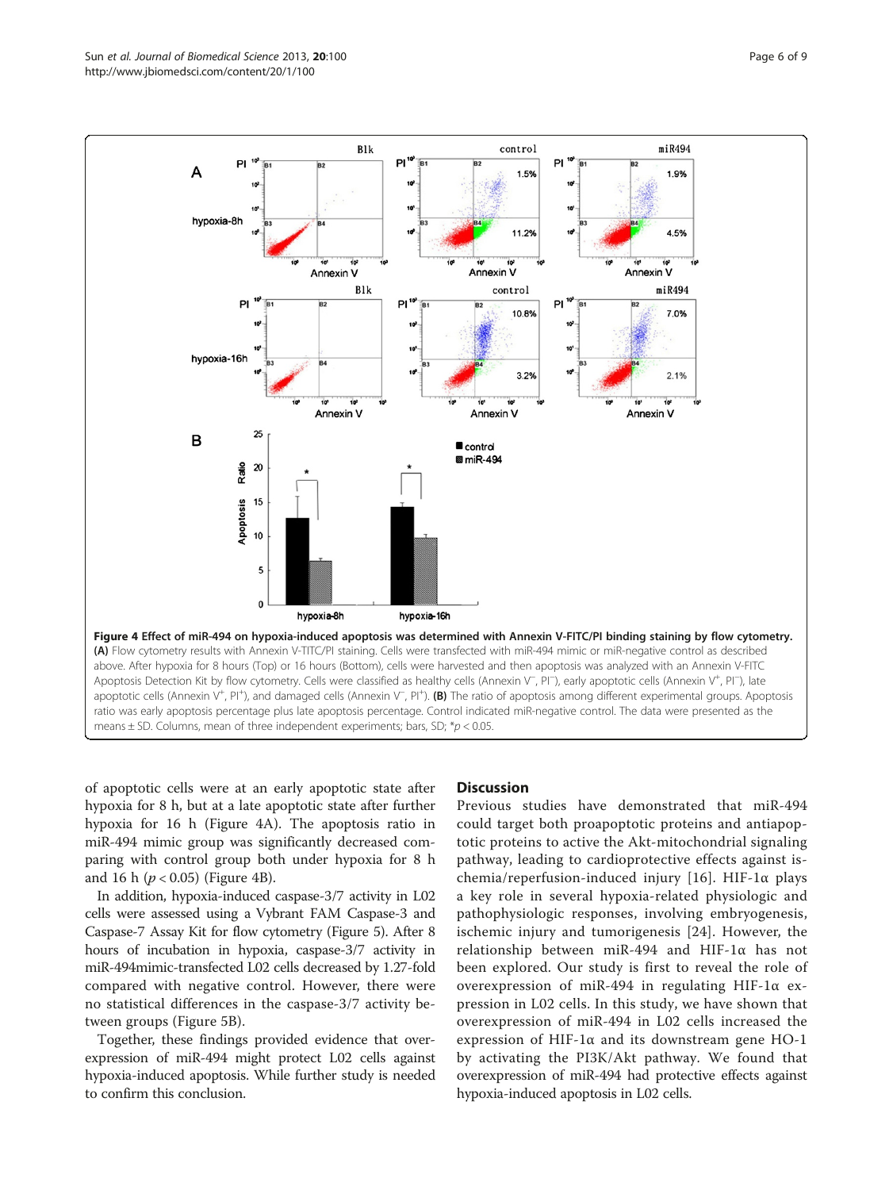**Figure 4 Effect of miR-494 on hypoxia-induced apoptosis was determined with Annexin V-FITC/PI binding staining by flow cytometry.** **(A)** Flow cytometry results with Annexin V-TITC/PI staining. Cells were transfected with miR-494 mimic or miR-negative control as described above. After hypoxia for 8 hours (Top) or 16 hours (Bottom), cells were harvested and then apoptosis was analyzed with an Annexin V-FITC Apoptosis Detection Kit by flow cytometry. Cells were classified as healthy cells (Annexin $V^-$, $PI^-$), early apoptotic cells (Annexin $V^+$, $PI^-$), late apoptotic cells (Annexin $V^+$, $PI^+$), and damaged cells (Annexin $V^-$, $PI^+$). **(B)** The ratio of apoptosis among different experimental groups. Apoptosis ratio was early apoptosis percentage plus late apoptosis percentage. Control indicated miR-negative control. The data were presented as the means ± SD. Columns, mean of three independent experiments; bars, SD; \*$p < 0.05$.

of apoptotic cells were at an early apoptotic state after hypoxia for 8 h, but at a late apoptotic state after further hypoxia for 16 h (Figure 4A). The apoptosis ratio in miR-494 mimic group was significantly decreased comparing with control group both under hypoxia for 8 h and 16 h ($p < 0.05$) (Figure 4B).

In addition, hypoxia-induced caspase-3/7 activity in L02 cells were assessed using a Vybrant FAM Caspase-3 and Caspase-7 Assay Kit for flow cytometry (Figure 5). After 8 hours of incubation in hypoxia, caspase-3/7 activity in miR-494mimic-transfected L02 cells decreased by 1.27-fold compared with negative control. However, there were no statistical differences in the caspase-3/7 activity between groups (Figure 5B).

Together, these findings provided evidence that overexpression of miR-494 might protect L02 cells against hypoxia-induced apoptosis. While further study is needed to confirm this conclusion.

## Discussion

Previous studies have demonstrated that miR-494 could target both proapoptotic proteins and antiapoptotic proteins to active the Akt-mitochondrial signaling pathway, leading to cardioprotective effects against ischemia/reperfusion-induced injury [16]. HIF-1α plays a key role in several hypoxia-related physiologic and pathophysiologic responses, involving embryogenesis, ischemic injury and tumorigenesis [24]. However, the relationship between miR-494 and HIF-1α has not been explored. Our study is first to reveal the role of overexpression of miR-494 in regulating HIF-1α expression in L02 cells. In this study, we have shown that overexpression of miR-494 in L02 cells increased the expression of HIF-1α and its downstream gene HO-1 by activating the PI3K/Akt pathway. We found that overexpression of miR-494 had protective effects against hypoxia-induced apoptosis in L02 cells.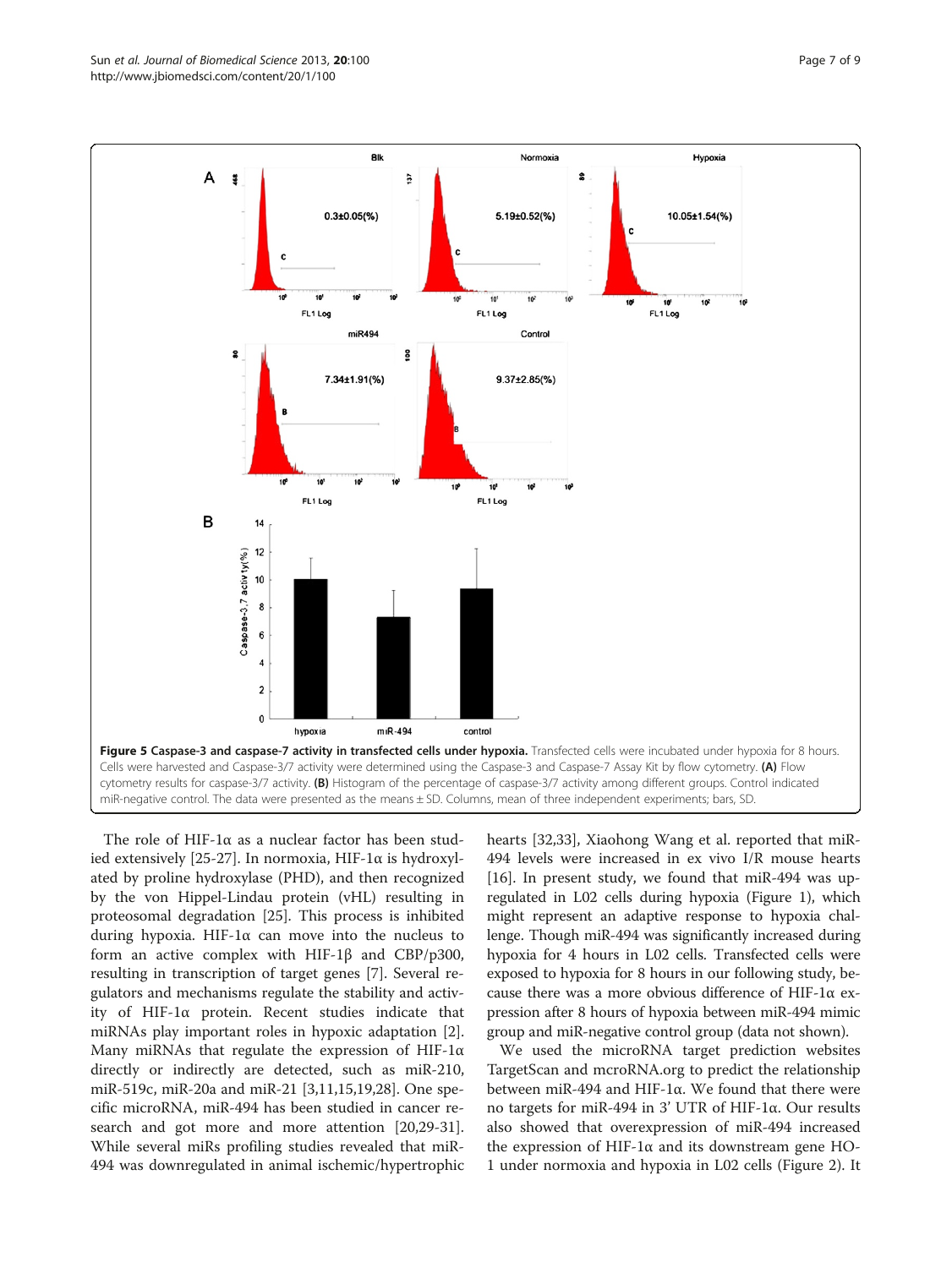**Figure 5 Caspase-3 and caspase-7 activity in transfected cells under hypoxia.** Transfected cells were incubated under hypoxia for 8 hours. Cells were harvested and Caspase-3/7 activity were determined using the Caspase-3 and Caspase-7 Assay Kit by flow cytometry. **(A)** Flow cytometry results for caspase-3/7 activity. **(B)** Histogram of the percentage of caspase-3/7 activity among different groups. Control indicated miR-negative control. The data were presented as the means ± SD. Columns, mean of three independent experiments; bars, SD.

The role of HIF-1α as a nuclear factor has been studied extensively [25-27]. In normoxia, HIF-1α is hydroxylated by proline hydroxylase (PHD), and then recognized by the von Hippel-Lindau protein (vHL) resulting in proteosomal degradation [25]. This process is inhibited during hypoxia. HIF-1α can move into the nucleus to form an active complex with HIF-1β and CBP/p300, resulting in transcription of target genes [7]. Several regulators and mechanisms regulate the stability and activity of HIF-1α protein. Recent studies indicate that miRNAs play important roles in hypoxic adaptation [2]. Many miRNAs that regulate the expression of HIF-1α directly or indirectly are detected, such as miR-210, miR-519c, miR-20a and miR-21 [3,11,15,19,28]. One specific microRNA, miR-494 has been studied in cancer research and got more and more attention [20,29-31]. While several miRs profiling studies revealed that miR-494 was downregulated in animal ischemic/hypertrophic hearts [32,33], Xiaohong Wang et al. reported that miR-494 levels were increased in ex vivo I/R mouse hearts [16]. In present study, we found that miR-494 was upregulated in L02 cells during hypoxia (Figure 1), which might represent an adaptive response to hypoxia challenge. Though miR-494 was significantly increased during hypoxia for 4 hours in L02 cells. Transfected cells were exposed to hypoxia for 8 hours in our following study, because there was a more obvious difference of HIF-1α expression after 8 hours of hypoxia between miR-494 mimic group and miR-negative control group (data not shown).

We used the microRNA target prediction websites TargetScan and mcroRNA.org to predict the relationship between miR-494 and HIF-1α. We found that there were no targets for miR-494 in 3' UTR of HIF-1α. Our results also showed that overexpression of miR-494 increased the expression of HIF-1α and its downstream gene HO-1 under normoxia and hypoxia in L02 cells (Figure 2). It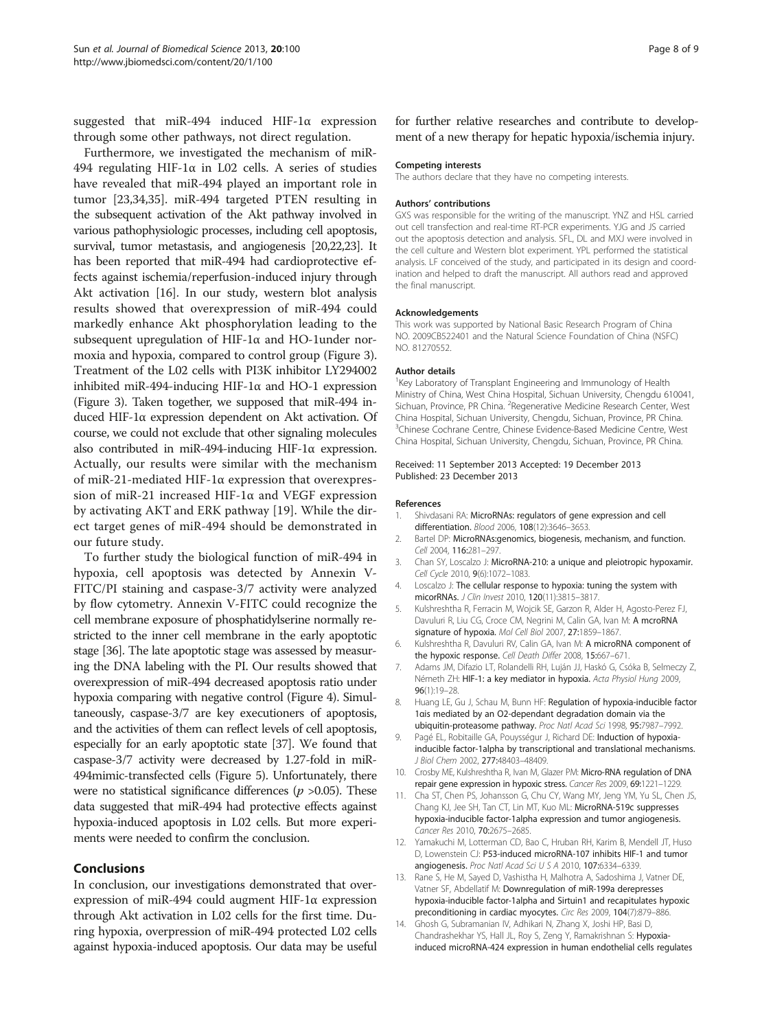suggested that miR-494 induced HIF-1α expression through some other pathways, not direct regulation.

Furthermore, we investigated the mechanism of miR-494 regulating HIF-1α in L02 cells. A series of studies have revealed that miR-494 played an important role in tumor [23,34,35]. miR-494 targeted PTEN resulting in the subsequent activation of the Akt pathway involved in various pathophysiologic processes, including cell apoptosis, survival, tumor metastasis, and angiogenesis [20,22,23]. It has been reported that miR-494 had cardioprotective effects against ischemia/reperfusion-induced injury through Akt activation [16]. In our study, western blot analysis results showed that overexpression of miR-494 could markedly enhance Akt phosphorylation leading to the subsequent upregulation of HIF-1α and HO-1under normoxia and hypoxia, compared to control group (Figure 3). Treatment of the L02 cells with PI3K inhibitor LY294002 inhibited miR-494-inducing HIF-1α and HO-1 expression (Figure 3). Taken together, we supposed that miR-494 induced HIF-1α expression dependent on Akt activation. Of course, we could not exclude that other signaling molecules also contributed in miR-494-inducing HIF-1α expression. Actually, our results were similar with the mechanism of miR-21-mediated HIF-1α expression that overexpression of miR-21 increased HIF-1α and VEGF expression by activating AKT and ERK pathway [19]. While the direct target genes of miR-494 should be demonstrated in our future study.

To further study the biological function of miR-494 in hypoxia, cell apoptosis was detected by Annexin V-FITC/PI staining and caspase-3/7 activity were analyzed by flow cytometry. Annexin V-FITC could recognize the cell membrane exposure of phosphatidylserine normally restricted to the inner cell membrane in the early apoptotic stage [36]. The late apoptotic stage was assessed by measuring the DNA labeling with the PI. Our results showed that overexpression of miR-494 decreased apoptosis ratio under hypoxia comparing with negative control (Figure 4). Simultaneously, caspase-3/7 are key executioners of apoptosis, and the activities of them can reflect levels of cell apoptosis, especially for an early apoptotic state [37]. We found that caspase-3/7 activity were decreased by 1.27-fold in miR-494mimic-transfected cells (Figure 5). Unfortunately, there were no statistical significance differences ($p$ >0.05). These data suggested that miR-494 had protective effects against hypoxia-induced apoptosis in L02 cells. But more experiments were needed to confirm the conclusion.

## Conclusions

In conclusion, our investigations demonstrated that overexpression of miR-494 could augment HIF-1α expression through Akt activation in L02 cells for the first time. During hypoxia, overpression of miR-494 protected L02 cells against hypoxia-induced apoptosis. Our data may be useful for further relative researches and contribute to development of a new therapy for hepatic hypoxia/ischemia injury.

#### Competing interests

The authors declare that they have no competing interests.

#### Authors' contributions

GXS was responsible for the writing of the manuscript. YNZ and HSL carried out cell transfection and real-time RT-PCR experiments. YJG and JS carried out the apoptosis detection and analysis. SFL, DL and MXJ were involved in the cell culture and Western blot experiment. YPL performed the statistical analysis. LF conceived of the study, and participated in its design and coordination and helped to draft the manuscript. All authors read and approved the final manuscript.

#### Acknowledgements

This work was supported by National Basic Research Program of China NO. 2009CB522401 and the Natural Science Foundation of China (NSFC) NO. 81270552.

#### Author details

[1]Key Laboratory of Transplant Engineering and Immunology of Health Ministry of China, West China Hospital, Sichuan University, Chengdu 610041, Sichuan, Province, PR China. [2]Regenerative Medicine Research Center, West China Hospital, Sichuan University, Chengdu, Sichuan, Province, PR China. [3]Chinese Cochrane Centre, Chinese Evidence-Based Medicine Centre, West China Hospital, Sichuan University, Chengdu, Sichuan, Province, PR China.

Received: 11 September 2013 Accepted: 19 December 2013
Published: 23 December 2013

#### References

1. Shivdasani RA: **MicroRNAs: regulators of gene expression and cell differentiation.** *Blood* 2006, **108**(12):3646–3653.
2. Bartel DP: **MicroRNAs:genomics, biogenesis, mechanism, and function.** *Cell* 2004, **116**:281–297.
3. Chan SY, Loscalzo J: **MicroRNA-210: a unique and pleiotropic hypoxamir.** *Cell Cycle* 2010, **9**(6):1072–1083.
4. Loscalzo J: **The cellular response to hypoxia: tuning the system with micorRNAs.** *J Clin Invest* 2010, **120**(11):3815–3817.
5. Kulshreshtha R, Ferracin M, Wojcik SE, Garzon R, Alder H, Agosto-Perez FJ, Davuluri R, Liu CG, Croce CM, Negrini M, Calin GA, Ivan M: **A mcroRNA signature of hypoxia.** *Mol Cell Biol* 2007, **27**:1859–1867.
6. Kulshreshtha R, Davuluri RV, Calin GA, Ivan M: **A microRNA component of the hypoxic response.** *Cell Death Differ* 2008, **15**:667–671.
7. Adams JM, Difazio LT, Rolandelli RH, Luján JJ, Haskó G, Csóka B, Selmeczy Z, Németh ZH: **HIF-1: a key mediator in hypoxia.** *Acta Physiol Hung* 2009, **96**(1):19–28.
8. Huang LE, Gu J, Schau M, Bunn HF: **Regulation of hypoxia-inducible factor 1αis mediated by an O2-dependant degradation domain via the ubiquitin-proteasome pathway.** *Proc Natl Acad Sci* 1998, **95**:7987–7992.
9. Pagé EL, Robitaille GA, Pouysségur J, Richard DE: **Induction of hypoxia-inducible factor-1alpha by transcriptional and translational mechanisms.** *J Biol Chem* 2002, **277**:48403–48409.
10. Crosby ME, Kulshreshtha R, Ivan M, Glazer PM: **Micro-RNA regulation of DNA repair gene expression in hypoxic stress.** *Cancer Res* 2009, **69**:1221–1229.
11. Cha ST, Chen PS, Johansson G, Chu CY, Wang MY, Jeng YM, Yu SL, Chen JS, Chang KJ, Jee SH, Tan CT, Lin MT, Kuo ML: **MicroRNA-519c suppresses hypoxia-inducible factor-1alpha expression and tumor angiogenesis.** *Cancer Res* 2010, **70**:2675–2685.
12. Yamakuchi M, Lotterman CD, Bao C, Hruban RH, Karim B, Mendell JT, Huso D, Lowenstein CJ: **P53-induced microRNA-107 inhibits HIF-1 and tumor angiogenesis.** *Proc Natl Acad Sci U S A* 2010, **107**:6334–6339.
13. Rane S, He M, Sayed D, Vashistha H, Malhotra A, Sadoshima J, Vatner DE, Vatner SF, Abdellatif M: **Downregulation of miR-199a derepresses hypoxia-inducible factor-1alpha and Sirtuin1 and recapitulates hypoxic preconditioning in cardiac myocytes.** *Circ Res* 2009, **104**(7):879–886.
14. Ghosh G, Subramanian IV, Adhikari N, Zhang X, Joshi HP, Basi D, Chandrashekhar YS, Hall JL, Roy S, Zeng Y, Ramakrishnan S: **Hypoxia-induced microRNA-424 expression in human endothelial cells regulates**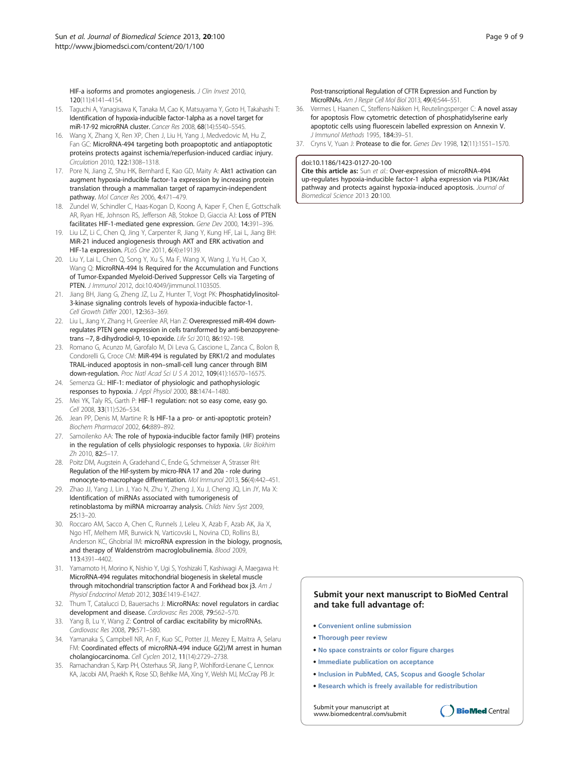HIF-a isoforms and promotes angiogenesis. *J Clin Invest* 2010, **120**(11):4141–4154.

15. Taguchi A, Yanagisawa K, Tanaka M, Cao K, Matsuyama Y, Goto H, Takahashi T: **Identification of hypoxia-inducible factor-1alpha as a novel target for miR-17-92 microRNA cluster.** *Cancer Res* 2008, **68**(14):5540–5545.
16. Wang X, Zhang X, Ren XP, Chen J, Liu H, Yang J, Medvedovic M, Hu Z, Fan GC: **MicroRNA-494 targeting both proapoptotic and antiapoptotic proteins protects against ischemia/reperfusion-induced cardiac injury.** *Circulation* 2010, **122**:1308–1318.
17. Pore N, Jiang Z, Shu HK, Bernhard E, Kao GD, Maity A: **Akt1 activation can augment hypoxia-inducible factor-1a expression by increasing protein translation through a mammalian target of rapamycin-independent pathway.** *Mol Cancer Res* 2006, **4**:471–479.
18. Zundel W, Schindler C, Haas-Kogan D, Koong A, Kaper F, Chen E, Gottschalk AR, Ryan HE, Johnson RS, Jefferson AB, Stokoe D, Giaccia AJ: **Loss of PTEN facilitates HIF-1-mediated gene expression.** *Gene Dev* 2000, **14**:391–396.
19. Liu LZ, Li C, Chen Q, Jing Y, Carpenter R, Jiang Y, Kung HF, Lai L, Jiang BH: **MiR-21 induced angiogenesis through AKT and ERK activation and HIF-1a expression.** *PLoS One* 2011, **6**(4):e19139.
20. Liu Y, Lai L, Chen Q, Song Y, Xu S, Ma F, Wang X, Wang J, Yu H, Cao X, Wang Q: **MicroRNA-494 Is Required for the Accumulation and Functions of Tumor-Expanded Myeloid-Derived Suppressor Cells via Targeting of PTEN.** *J Immunol* 2012, doi:10.4049/jimmunol.1103505.
21. Jiang BH, Jiang G, Zheng JZ, Lu Z, Hunter T, Vogt PK: **Phosphatidylinositol-3-kinase signaling controls levels of hypoxia-inducible factor-1.** *Cell Growth Differ* 2001, **12**:363–369.
22. Liu L, Jiang Y, Zhang H, Greenlee AR, Han Z: **Overexpressed miR-494 down-regulates PTEN gene expression in cells transformed by anti-benzopyrene-trans −7, 8-dihydrodiol-9, 10-epoxide.** *Life Sci* 2010, **86**:192–198.
23. Romano G, Acunzo M, Garofalo M, Di Leva G, Cascione L, Zanca C, Bolon B, Condorelli G, Croce CM: **MiR-494 is regulated by ERK1/2 and modulates TRAIL-induced apoptosis in non–small-cell lung cancer through BIM down-regulation.** *Proc Natl Acad Sci U S A* 2012, **109**(41):16570–16575.
24. Semenza GL: **HIF-1: mediator of physiologic and pathophysiologic responses to hypoxia.** *J Appl Physiol* 2000, **88**:1474–1480.
25. Mei YK, Taly RS, Garth P: **HIF-1 regulation: not so easy come, easy go.** *Cell* 2008, **33**(11):526–534.
26. Jean PP, Denis M, Martine R: **Is HIF-1a a pro- or anti-apoptotic protein?** *Biochem Pharmacol* 2002, **64**:889–892.
27. Samoilenko AA: **The role of hypoxia-inducible factor family (HIF) proteins in the regulation of cells physiologic responses to hypoxia.** *Ukr Biokhim Zh* 2010, **82**:5–17.
28. Poitz DM, Augstein A, Gradehand C, Ende G, Schmeisser A, Strasser RH: **Regulation of the Hif-system by micro-RNA 17 and 20a - role during monocyte-to-macrophage differentiation.** *Mol Immunol* 2013, **56**(4):442–451.
29. Zhao JJ, Yang J, Lin J, Yao N, Zhu Y, Zheng J, Xu J, Cheng JQ, Lin JY, Ma X: **Identification of miRNAs associated with tumorigenesis of retinoblastoma by miRNA microarray analysis.** *Childs Nerv Syst* 2009, **25**:13–20.
30. Roccaro AM, Sacco A, Chen C, Runnels J, Leleu X, Azab F, Azab AK, Jia X, Ngo HT, Melhem MR, Burwick N, Varticovski L, Novina CD, Rollins BJ, Anderson KC, Ghobrial IM: **microRNA expression in the biology, prognosis, and therapy of Waldenström macroglobulinemia.** *Blood* 2009, **113**:4391–4402.
31. Yamamoto H, Morino K, Nishio Y, Ugi S, Yoshizaki T, Kashiwagi A, Maegawa H: **MicroRNA-494 regulates mitochondrial biogenesis in skeletal muscle through mitochondrial transcription factor A and Forkhead box j3.** *Am J Physiol Endocrinol Metab* 2012, **303**:E1419–E1427.
32. Thum T, Catalucci D, Bauersachs J: **MicroRNAs: novel regulators in cardiac development and disease.** *Cardiovasc Res* 2008, **79**:562–570.
33. Yang B, Lu Y, Wang Z: **Control of cardiac excitability by microRNAs.** *Cardiovasc Res* 2008, **79**:571–580.
34. Yamanaka S, Campbell NR, An F, Kuo SC, Potter JJ, Mezey E, Maitra A, Selaru FM: **Coordinated effects of microRNA-494 induce G(2)/M arrest in human cholangiocarcinoma.** *Cell Cyclen* 2012, **11**(14):2729–2738.
35. Ramachandran S, Karp PH, Osterhaus SR, Jiang P, Wohlford-Lenane C, Lennox KA, Jacobi AM, Praekh K, Rose SD, Behlke MA, Xing Y, Welsh MJ, McCray PB Jr: **Post-transcriptional Regulation of CFTR Expression and Function by MicroRNAs.** *Am J Respir Cell Mol Biol* 2013, **49**(4):544–551.
36. Vermes I, Haanen C, Steffens-Nakken H, Reutelingsperger C: **A novel assay for apoptosis Flow cytometric detection of phosphatidylserine early apoptotic cells using fluorescein labelled expression on Annexin V.** *J Immunol Methods* 1995, **184**:39–51.
37. Cryns V, Yuan J: **Protease to die for.** *Genes Dev* 1998, **12**(11):1551–1570.

doi:10.1186/1423-0127-20-100

**Cite this article as:** Sun *et al.*: Over-expression of microRNA-494 up-regulates hypoxia-inducible factor-1 alpha expression via PI3K/Akt pathway and protects against hypoxia-induced apoptosis. *Journal of Biomedical Science* 2013 **20**:100.

**Submit your next manuscript to BioMed Central and take full advantage of:**

- **Convenient online submission**
- **Thorough peer review**
- **No space constraints or color figure charges**
- **Immediate publication on acceptance**
- **Inclusion in PubMed, CAS, Scopus and Google Scholar**
- **Research which is freely available for redistribution**

Submit your manuscript at www.biomedcentral.com/submit

BioMed Central